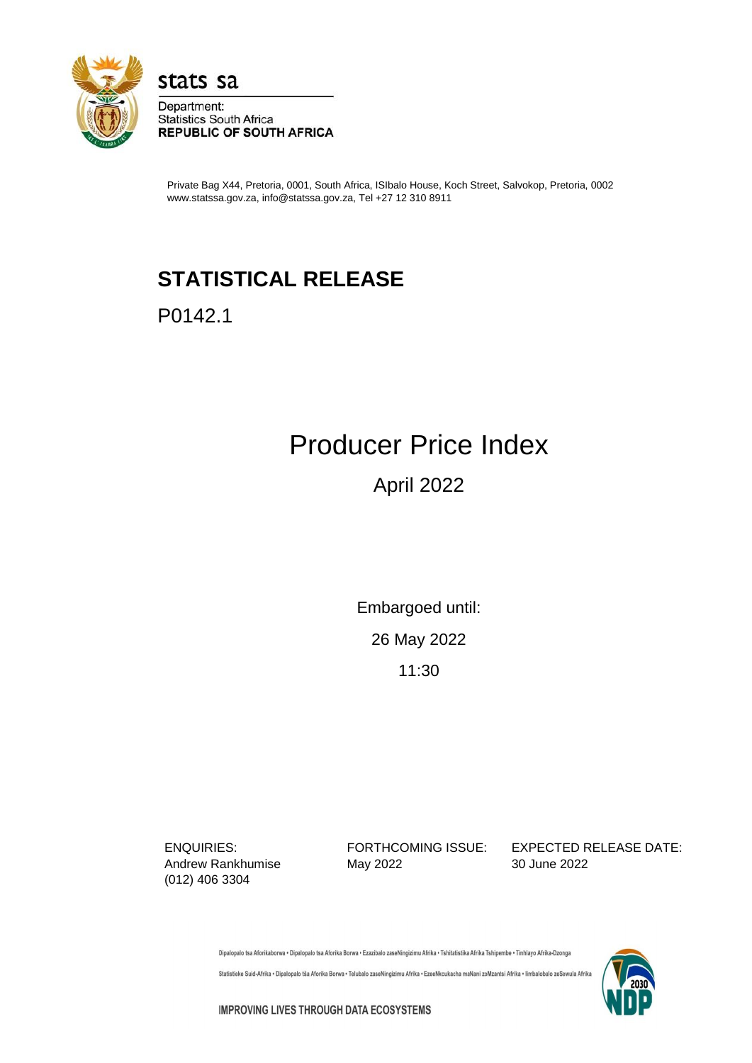stats sa

Department:
Statistics South Africa
**REPUBLIC OF SOUTH AFRICA**

Private Bag X44, Pretoria, 0001, South Africa, ISIbalo House, Koch Street, Salvokop, Pretoria, 0002
www.statssa.gov.za, info@statssa.gov.za, Tel +27 12 310 8911

# STATISTICAL RELEASE

P0142.1

# Producer Price Index

## April 2022

Embargoed until:

26 May 2022

11:30

| ENQUIRIES: | FORTHCOMING ISSUE: | EXPECTED RELEASE DATE: |
|---|---|---|
| Andrew Rankhumise (012) 406 3304 | May 2022 | 30 June 2022 |

Dipalopalo tsa Aforikaborwa • Dipalopalo tsa Aforika Borwa • Ezazibalo zaseNingizimu Afrika • Tshitatistika Afrika Tshipembe • Tinhlayo Afrika-Dzonga

Statistieke Suid-Afrika • Dipalopalo tša Aforika Borwa • Telubalo zaseNingizimu Afrika • EzeeNkcukacha maNani zoMzantsi Afrika • limbalobalo zeSewula Afrika

IMPROVING LIVES THROUGH DATA ECOSYSTEMS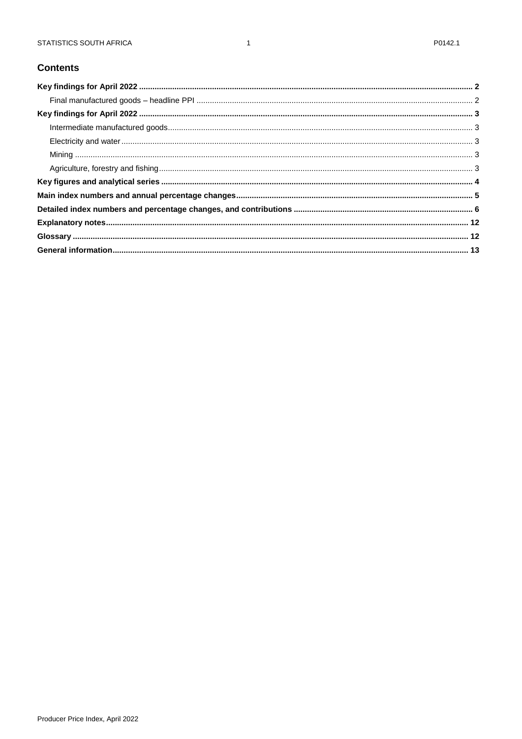## Contents

**Key findings for April 2022** .................... **2**

Final manufactured goods – headline PPI .................... 2

**Key findings for April 2022** .................... **3**

Intermediate manufactured goods .................... 3

Electricity and water .................... 3

Mining .................... 3

Agriculture, forestry and fishing .................... 3

**Key figures and analytical series** .................... **4**

**Main index numbers and annual percentage changes** .................... **5**

**Detailed index numbers and percentage changes, and contributions** .................... **6**

**Explanatory notes** .................... **12**

**Glossary** .................... **12**

**General information** .................... **13**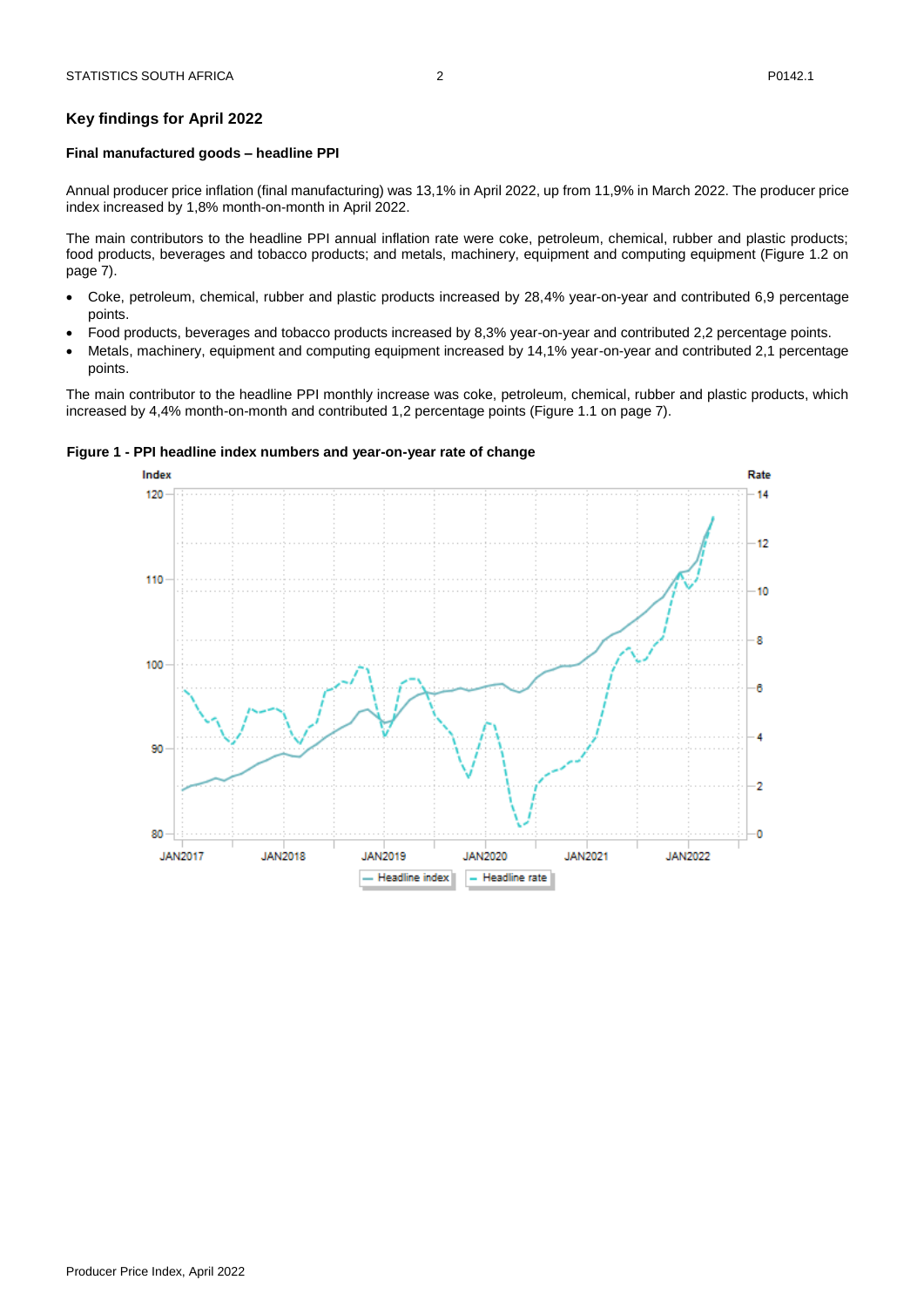## Key findings for April 2022

### Final manufactured goods – headline PPI

Annual producer price inflation (final manufacturing) was 13,1% in April 2022, up from 11,9% in March 2022. The producer price index increased by 1,8% month-on-month in April 2022.

The main contributors to the headline PPI annual inflation rate were coke, petroleum, chemical, rubber and plastic products; food products, beverages and tobacco products; and metals, machinery, equipment and computing equipment (Figure 1.2 on page 7).

- Coke, petroleum, chemical, rubber and plastic products increased by 28,4% year-on-year and contributed 6,9 percentage points.
- Food products, beverages and tobacco products increased by 8,3% year-on-year and contributed 2,2 percentage points.
- Metals, machinery, equipment and computing equipment increased by 14,1% year-on-year and contributed 2,1 percentage points.

The main contributor to the headline PPI monthly increase was coke, petroleum, chemical, rubber and plastic products, which increased by 4,4% month-on-month and contributed 1,2 percentage points (Figure 1.1 on page 7).

**Figure 1 - PPI headline index numbers and year-on-year rate of change**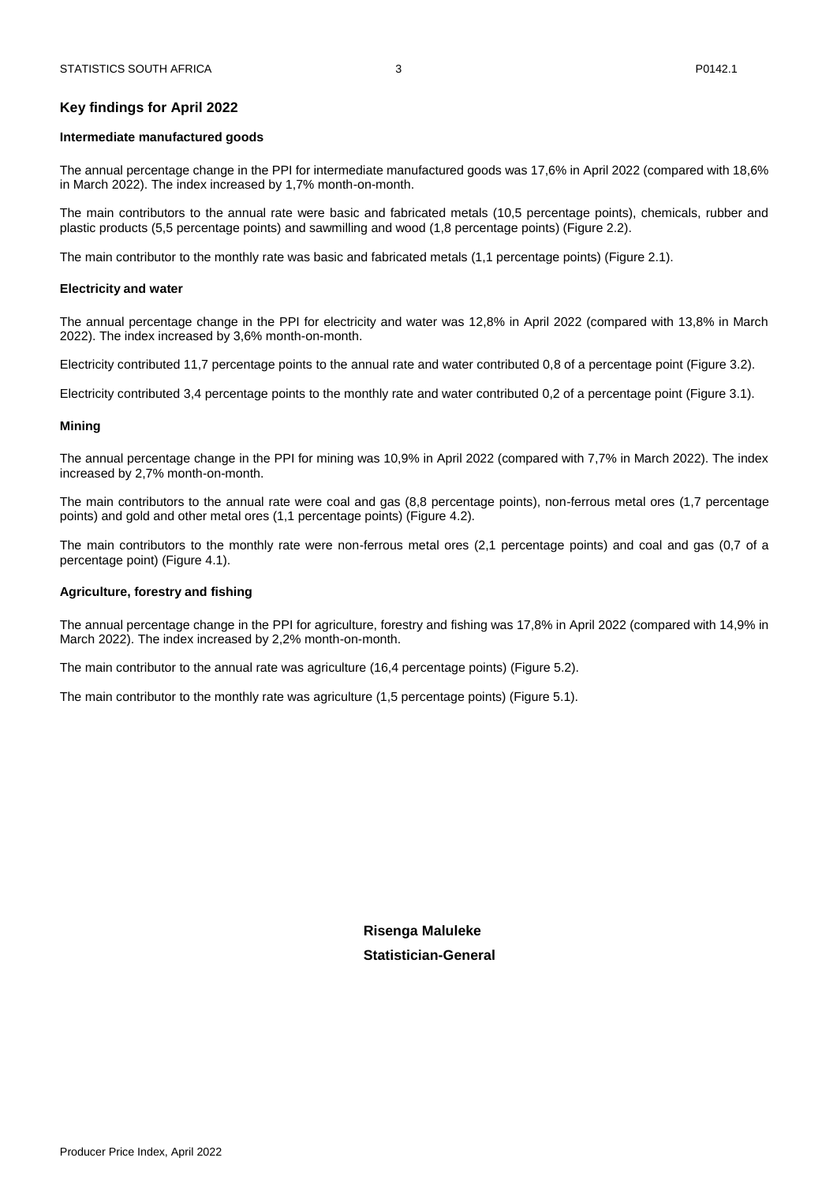## Key findings for April 2022

### Intermediate manufactured goods

The annual percentage change in the PPI for intermediate manufactured goods was 17,6% in April 2022 (compared with 18,6% in March 2022). The index increased by 1,7% month-on-month.

The main contributors to the annual rate were basic and fabricated metals (10,5 percentage points), chemicals, rubber and plastic products (5,5 percentage points) and sawmilling and wood (1,8 percentage points) (Figure 2.2).

The main contributor to the monthly rate was basic and fabricated metals (1,1 percentage points) (Figure 2.1).

### Electricity and water

The annual percentage change in the PPI for electricity and water was 12,8% in April 2022 (compared with 13,8% in March 2022). The index increased by 3,6% month-on-month.

Electricity contributed 11,7 percentage points to the annual rate and water contributed 0,8 of a percentage point (Figure 3.2).

Electricity contributed 3,4 percentage points to the monthly rate and water contributed 0,2 of a percentage point (Figure 3.1).

### Mining

The annual percentage change in the PPI for mining was 10,9% in April 2022 (compared with 7,7% in March 2022). The index increased by 2,7% month-on-month.

The main contributors to the annual rate were coal and gas (8,8 percentage points), non-ferrous metal ores (1,7 percentage points) and gold and other metal ores (1,1 percentage points) (Figure 4.2).

The main contributors to the monthly rate were non-ferrous metal ores (2,1 percentage points) and coal and gas (0,7 of a percentage point) (Figure 4.1).

### Agriculture, forestry and fishing

The annual percentage change in the PPI for agriculture, forestry and fishing was 17,8% in April 2022 (compared with 14,9% in March 2022). The index increased by 2,2% month-on-month.

The main contributor to the annual rate was agriculture (16,4 percentage points) (Figure 5.2).

The main contributor to the monthly rate was agriculture (1,5 percentage points) (Figure 5.1).

**Risenga Maluleke**
**Statistician-General**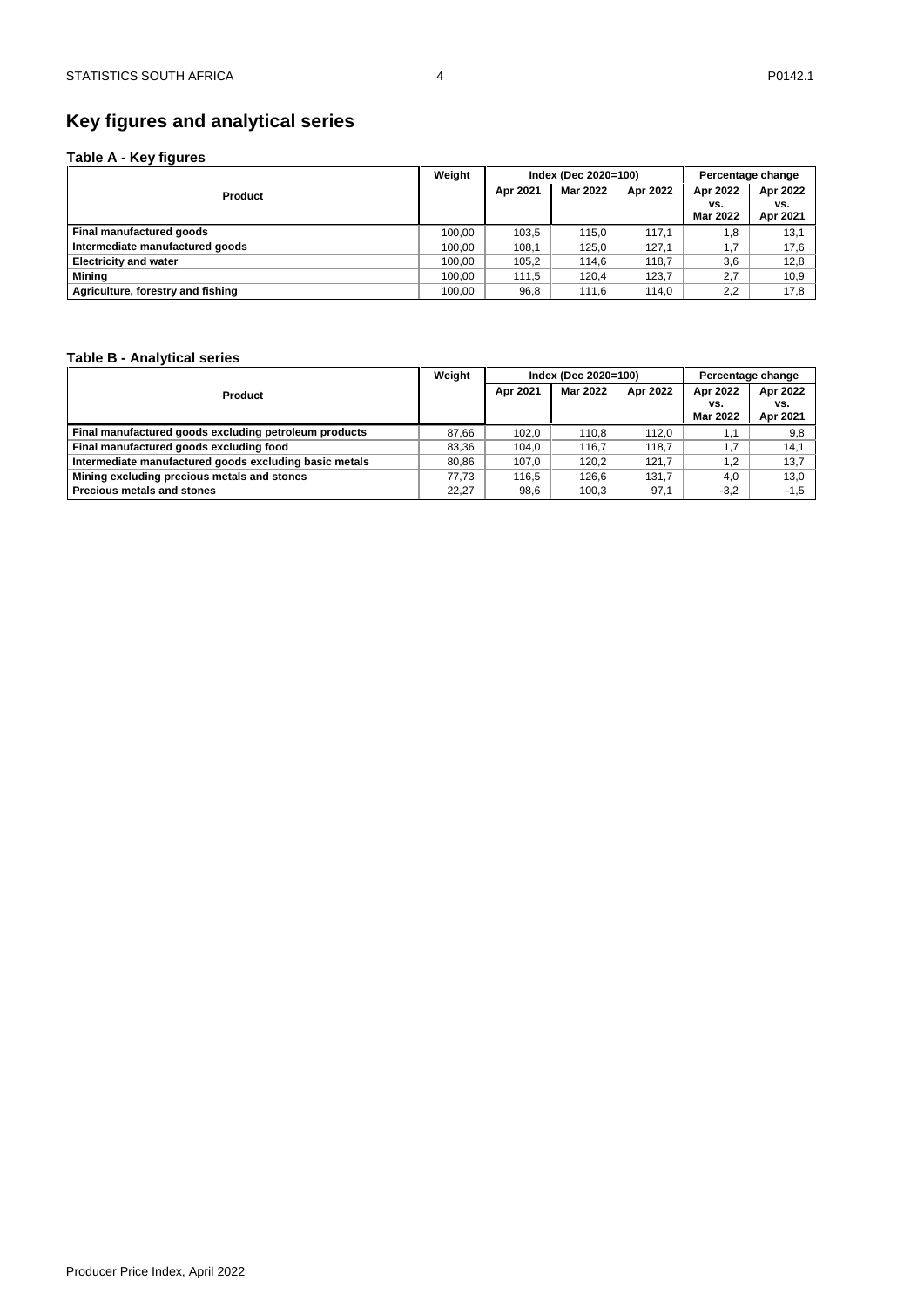## Key figures and analytical series

### Table A - Key figures

| Product | Weight | Index (Dec 2020=100) | | | Percentage change | |
|---|---|---|---|---|---|---|
| | | Apr 2021 | Mar 2022 | Apr 2022 | Apr 2022 vs. Mar 2022 | Apr 2022 vs. Apr 2021 |
| Final manufactured goods | 100,00 | 103,5 | 115,0 | 117,1 | 1,8 | 13,1 |
| Intermediate manufactured goods | 100,00 | 108,1 | 125,0 | 127,1 | 1,7 | 17,6 |
| Electricity and water | 100,00 | 105,2 | 114,6 | 118,7 | 3,6 | 12,8 |
| Mining | 100,00 | 111,5 | 120,4 | 123,7 | 2,7 | 10,9 |
| Agriculture, forestry and fishing | 100,00 | 96,8 | 111,6 | 114,0 | 2,2 | 17,8 |

### Table B - Analytical series

| Product | Weight | Index (Dec 2020=100) | | | Percentage change | |
|---|---|---|---|---|---|---|
| | | Apr 2021 | Mar 2022 | Apr 2022 | Apr 2022 vs. Mar 2022 | Apr 2022 vs. Apr 2021 |
| Final manufactured goods excluding petroleum products | 87,66 | 102,0 | 110,8 | 112,0 | 1,1 | 9,8 |
| Final manufactured goods excluding food | 83,36 | 104,0 | 116,7 | 118,7 | 1,7 | 14,1 |
| Intermediate manufactured goods excluding basic metals | 80,86 | 107,0 | 120,2 | 121,7 | 1,2 | 13,7 |
| Mining excluding precious metals and stones | 77,73 | 116,5 | 126,6 | 131,7 | 4,0 | 13,0 |
| Precious metals and stones | 22,27 | 98,6 | 100,3 | 97,1 | -3,2 | -1,5 |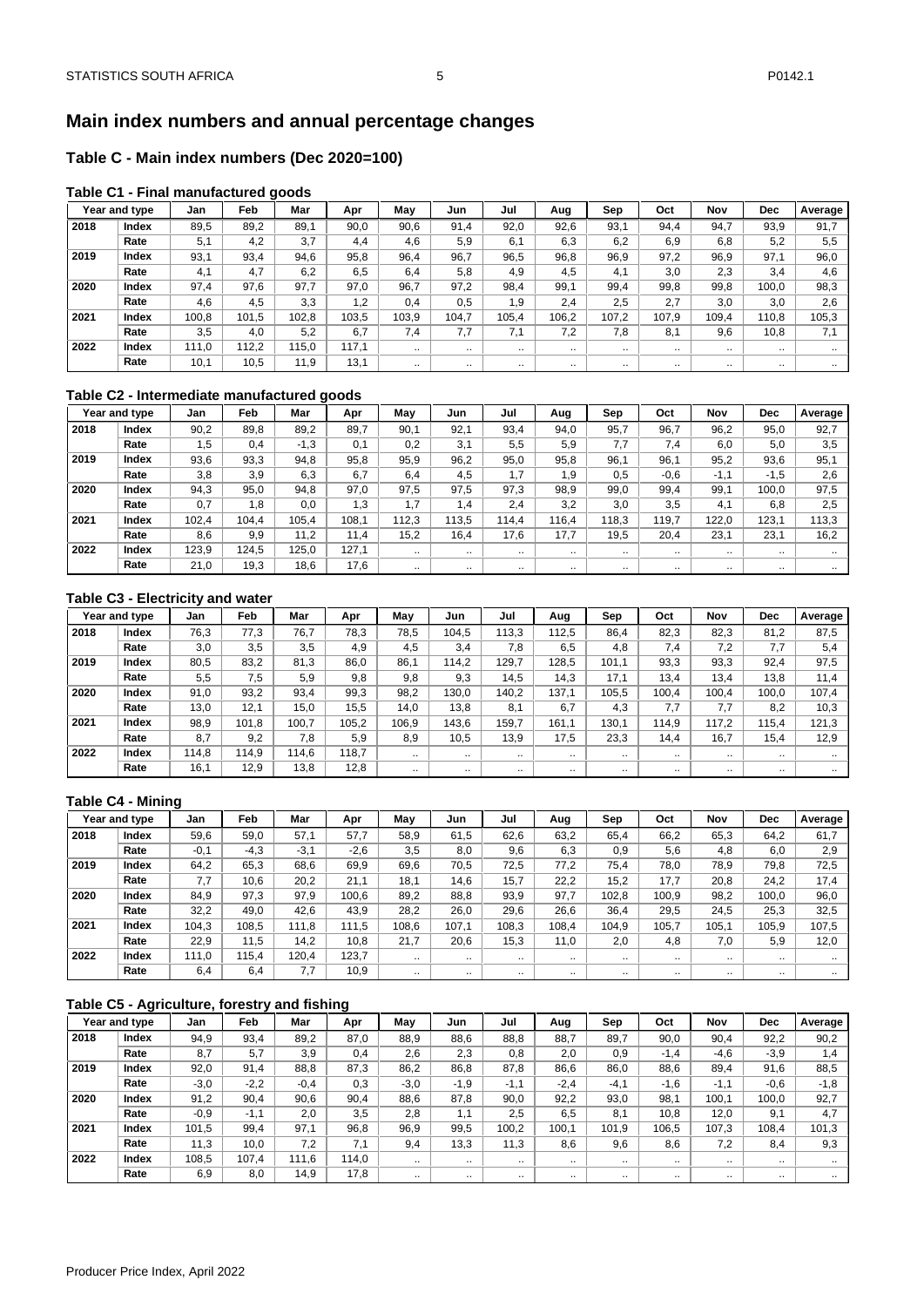# Main index numbers and annual percentage changes

## Table C - Main index numbers (Dec 2020=100)

### Table C1 - Final manufactured goods

| Year and type | | Jan | Feb | Mar | Apr | May | Jun | Jul | Aug | Sep | Oct | Nov | Dec | Average |
|---|---|---|---|---|---|---|---|---|---|---|---|---|---|---|
| 2018 | Index | 89,5 | 89,2 | 89,1 | 90,0 | 90,6 | 91,4 | 92,0 | 92,6 | 93,1 | 94,4 | 94,7 | 93,9 | 91,7 |
| | Rate | 5,1 | 4,2 | 3,7 | 4,4 | 4,6 | 5,9 | 6,1 | 6,3 | 6,2 | 6,9 | 6,8 | 5,2 | 5,5 |
| 2019 | Index | 93,1 | 93,4 | 94,6 | 95,8 | 96,4 | 96,7 | 96,5 | 96,8 | 96,9 | 97,2 | 96,9 | 97,1 | 96,0 |
| | Rate | 4,1 | 4,7 | 6,2 | 6,5 | 6,4 | 5,8 | 4,9 | 4,5 | 4,1 | 3,0 | 2,3 | 3,4 | 4,6 |
| 2020 | Index | 97,4 | 97,6 | 97,7 | 97,0 | 96,7 | 97,2 | 98,4 | 99,1 | 99,4 | 99,8 | 99,8 | 100,0 | 98,3 |
| | Rate | 4,6 | 4,5 | 3,3 | 1,2 | 0,4 | 0,5 | 1,9 | 2,4 | 2,5 | 2,7 | 3,0 | 3,0 | 2,6 |
| 2021 | Index | 100,8 | 101,5 | 102,8 | 103,5 | 103,9 | 104,7 | 105,4 | 106,2 | 107,2 | 107,9 | 109,4 | 110,8 | 105,3 |
| | Rate | 3,5 | 4,0 | 5,2 | 6,7 | 7,4 | 7,7 | 7,1 | 7,2 | 7,8 | 8,1 | 9,6 | 10,8 | 7,1 |
| 2022 | Index | 111,0 | 112,2 | 115,0 | 117,1 | .. | .. | .. | .. | .. | .. | .. | .. | .. |
| | Rate | 10,1 | 10,5 | 11,9 | 13,1 | .. | .. | .. | .. | .. | .. | .. | .. | .. |

### Table C2 - Intermediate manufactured goods

| Year and type | | Jan | Feb | Mar | Apr | May | Jun | Jul | Aug | Sep | Oct | Nov | Dec | Average |
|---|---|---|---|---|---|---|---|---|---|---|---|---|---|---|
| 2018 | Index | 90,2 | 89,8 | 89,2 | 89,7 | 90,1 | 92,1 | 93,4 | 94,0 | 95,7 | 96,7 | 96,2 | 95,0 | 92,7 |
| | Rate | 1,5 | 0,4 | -1,3 | 0,1 | 0,2 | 3,1 | 5,5 | 5,9 | 7,7 | 7,4 | 6,0 | 5,0 | 3,5 |
| 2019 | Index | 93,6 | 93,3 | 94,8 | 95,8 | 95,9 | 96,2 | 95,0 | 95,8 | 96,1 | 96,1 | 95,2 | 93,6 | 95,1 |
| | Rate | 3,8 | 3,9 | 6,3 | 6,7 | 6,4 | 4,5 | 1,7 | 1,9 | 0,5 | -0,6 | -1,1 | -1,5 | 2,6 |
| 2020 | Index | 94,3 | 95,0 | 94,8 | 97,0 | 97,5 | 97,5 | 97,3 | 98,9 | 99,0 | 99,4 | 99,1 | 100,0 | 97,5 |
| | Rate | 0,7 | 1,8 | 0,0 | 1,3 | 1,7 | 1,4 | 2,4 | 3,2 | 3,0 | 3,5 | 4,1 | 6,8 | 2,5 |
| 2021 | Index | 102,4 | 104,4 | 105,4 | 108,1 | 112,3 | 113,5 | 114,4 | 116,4 | 118,3 | 119,7 | 122,0 | 123,1 | 113,3 |
| | Rate | 8,6 | 9,9 | 11,2 | 11,4 | 15,2 | 16,4 | 17,6 | 17,7 | 19,5 | 20,4 | 23,1 | 23,1 | 16,2 |
| 2022 | Index | 123,9 | 124,5 | 125,0 | 127,1 | .. | .. | .. | .. | .. | .. | .. | .. | .. |
| | Rate | 21,0 | 19,3 | 18,6 | 17,6 | .. | .. | .. | .. | .. | .. | .. | .. | .. |

### Table C3 - Electricity and water

| Year and type | | Jan | Feb | Mar | Apr | May | Jun | Jul | Aug | Sep | Oct | Nov | Dec | Average |
|---|---|---|---|---|---|---|---|---|---|---|---|---|---|---|
| 2018 | Index | 76,3 | 77,3 | 76,7 | 78,3 | 78,5 | 104,5 | 113,3 | 112,5 | 86,4 | 82,3 | 82,3 | 81,2 | 87,5 |
| | Rate | 3,0 | 3,5 | 3,5 | 4,9 | 4,5 | 3,4 | 7,8 | 6,5 | 4,8 | 7,4 | 7,2 | 7,7 | 5,4 |
| 2019 | Index | 80,5 | 83,2 | 81,3 | 86,0 | 86,1 | 114,2 | 129,7 | 128,5 | 101,1 | 93,3 | 93,3 | 92,4 | 97,5 |
| | Rate | 5,5 | 7,5 | 5,9 | 9,8 | 9,8 | 9,3 | 14,5 | 14,3 | 17,1 | 13,4 | 13,4 | 13,8 | 11,4 |
| 2020 | Index | 91,0 | 93,2 | 93,4 | 99,3 | 98,2 | 130,0 | 140,2 | 137,1 | 105,5 | 100,4 | 100,4 | 100,0 | 107,4 |
| | Rate | 13,0 | 12,1 | 15,0 | 15,5 | 14,0 | 13,8 | 8,1 | 6,7 | 4,3 | 7,7 | 7,7 | 8,2 | 10,3 |
| 2021 | Index | 98,9 | 101,8 | 100,7 | 105,2 | 106,9 | 143,6 | 159,7 | 161,1 | 130,1 | 114,9 | 117,2 | 115,4 | 121,3 |
| | Rate | 8,7 | 9,2 | 7,8 | 5,9 | 8,9 | 10,5 | 13,9 | 17,5 | 23,3 | 14,4 | 16,7 | 15,4 | 12,9 |
| 2022 | Index | 114,8 | 114,9 | 114,6 | 118,7 | .. | .. | .. | .. | .. | .. | .. | .. | .. |
| | Rate | 16,1 | 12,9 | 13,8 | 12,8 | .. | .. | .. | .. | .. | .. | .. | .. | .. |

### Table C4 - Mining

| Year and type | | Jan | Feb | Mar | Apr | May | Jun | Jul | Aug | Sep | Oct | Nov | Dec | Average |
|---|---|---|---|---|---|---|---|---|---|---|---|---|---|---|
| 2018 | Index | 59,6 | 59,0 | 57,1 | 57,7 | 58,9 | 61,5 | 62,6 | 63,2 | 65,4 | 66,2 | 65,3 | 64,2 | 61,7 |
| | Rate | -0,1 | -4,3 | -3,1 | -2,6 | 3,5 | 8,0 | 9,6 | 6,3 | 0,9 | 5,6 | 4,8 | 6,0 | 2,9 |
| 2019 | Index | 64,2 | 65,3 | 68,6 | 69,9 | 69,6 | 70,5 | 72,5 | 77,2 | 75,4 | 78,0 | 78,9 | 79,8 | 72,5 |
| | Rate | 7,7 | 10,6 | 20,2 | 21,1 | 18,1 | 14,6 | 15,7 | 22,2 | 15,2 | 17,7 | 20,8 | 24,2 | 17,4 |
| 2020 | Index | 84,9 | 97,3 | 97,9 | 100,6 | 89,2 | 88,8 | 93,9 | 97,7 | 102,8 | 100,9 | 98,2 | 100,0 | 96,0 |
| | Rate | 32,2 | 49,0 | 42,6 | 43,9 | 28,2 | 26,0 | 29,6 | 26,6 | 36,4 | 29,5 | 24,5 | 25,3 | 32,5 |
| 2021 | Index | 104,3 | 108,5 | 111,8 | 111,5 | 108,6 | 107,1 | 108,3 | 108,4 | 104,9 | 105,7 | 105,1 | 105,9 | 107,5 |
| | Rate | 22,9 | 11,5 | 14,2 | 10,8 | 21,7 | 20,6 | 15,3 | 11,0 | 2,0 | 4,8 | 7,0 | 5,9 | 12,0 |
| 2022 | Index | 111,0 | 115,4 | 120,4 | 123,7 | .. | .. | .. | .. | .. | .. | .. | .. | .. |
| | Rate | 6,4 | 6,4 | 7,7 | 10,9 | .. | .. | .. | .. | .. | .. | .. | .. | .. |

### Table C5 - Agriculture, forestry and fishing

| Year and type | | Jan | Feb | Mar | Apr | May | Jun | Jul | Aug | Sep | Oct | Nov | Dec | Average |
|---|---|---|---|---|---|---|---|---|---|---|---|---|---|---|
| 2018 | Index | 94,9 | 93,4 | 89,2 | 87,0 | 88,9 | 88,6 | 88,8 | 88,7 | 89,7 | 90,0 | 90,4 | 92,2 | 90,2 |
| | Rate | 8,7 | 5,7 | 3,9 | 0,4 | 2,6 | 2,3 | 0,8 | 2,0 | 0,9 | -1,4 | -4,6 | -3,9 | 1,4 |
| 2019 | Index | 92,0 | 91,4 | 88,8 | 87,3 | 86,2 | 86,8 | 87,8 | 86,6 | 86,0 | 88,6 | 89,4 | 91,6 | 88,5 |
| | Rate | -3,0 | -2,2 | -0,4 | 0,3 | -3,0 | -1,9 | -1,1 | -2,4 | -4,1 | -1,6 | -1,1 | -0,6 | -1,8 |
| 2020 | Index | 91,2 | 90,4 | 90,6 | 90,4 | 88,6 | 87,8 | 90,0 | 92,2 | 93,0 | 98,1 | 100,1 | 100,0 | 92,7 |
| | Rate | -0,9 | -1,1 | 2,0 | 3,5 | 2,8 | 1,1 | 2,5 | 6,5 | 8,1 | 10,8 | 12,0 | 9,1 | 4,7 |
| 2021 | Index | 101,5 | 99,4 | 97,1 | 96,8 | 96,9 | 99,5 | 100,2 | 100,1 | 101,9 | 106,5 | 107,3 | 108,4 | 101,3 |
| | Rate | 11,3 | 10,0 | 7,2 | 7,1 | 9,4 | 13,3 | 11,3 | 8,6 | 9,6 | 8,6 | 7,2 | 8,4 | 9,3 |
| 2022 | Index | 108,5 | 107,4 | 111,6 | 114,0 | .. | .. | .. | .. | .. | .. | .. | .. | .. |
| | Rate | 6,9 | 8,0 | 14,9 | 17,8 | .. | .. | .. | .. | .. | .. | .. | .. | .. |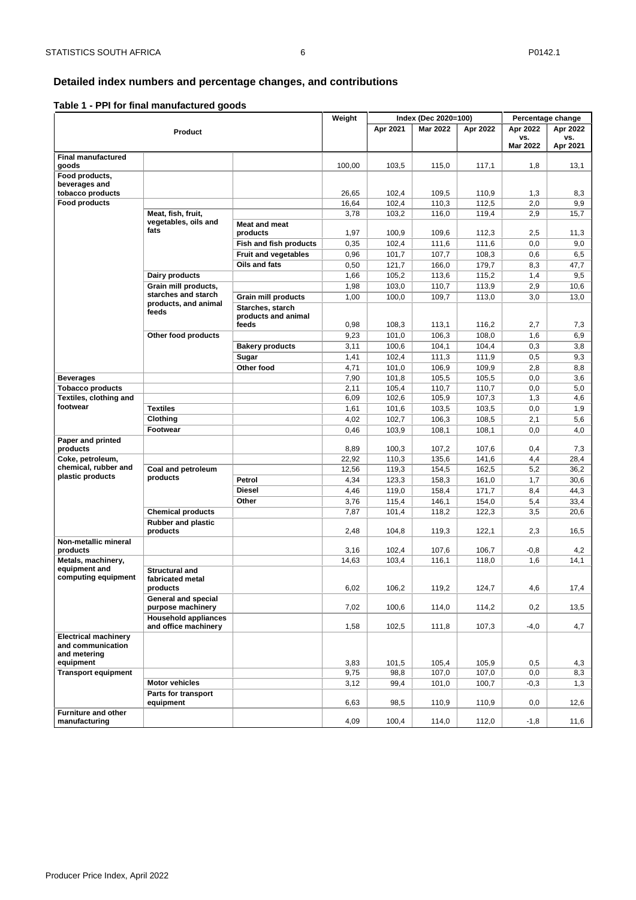## Detailed index numbers and percentage changes, and contributions

### Table 1 - PPI for final manufactured goods

| Product | | | Weight | Index (Dec 2020=100) | | | Percentage change | |
|---|---|---|---|---|---|---|---|---|
| | | | | Apr 2021 | Mar 2022 | Apr 2022 | Apr 2022 vs. Mar 2022 | Apr 2022 vs. Apr 2021 |
| **Final manufactured goods** | | | 100,00 | 103,5 | 115,0 | 117,1 | 1,8 | 13,1 |
| **Food products, beverages and tobacco products** | | | 26,65 | 102,4 | 109,5 | 110,9 | 1,3 | 8,3 |
| **Food products** | | | 16,64 | 102,4 | 110,3 | 112,5 | 2,0 | 9,9 |
| | **Meat, fish, fruit, vegetables, oils and fats** | | 3,78 | 103,2 | 116,0 | 119,4 | 2,9 | 15,7 |
| | | **Meat and meat products** | 1,97 | 100,9 | 109,6 | 112,3 | 2,5 | 11,3 |
| | | **Fish and fish products** | 0,35 | 102,4 | 111,6 | 111,6 | 0,0 | 9,0 |
| | | **Fruit and vegetables** | 0,96 | 101,7 | 107,7 | 108,3 | 0,6 | 6,5 |
| | | **Oils and fats** | 0,50 | 121,7 | 166,0 | 179,7 | 8,3 | 47,7 |
| | **Dairy products** | | 1,66 | 105,2 | 113,6 | 115,2 | 1,4 | 9,5 |
| | **Grain mill products, starches and starch products, and animal feeds** | | 1,98 | 103,0 | 110,7 | 113,9 | 2,9 | 10,6 |
| | | **Grain mill products** | 1,00 | 100,0 | 109,7 | 113,0 | 3,0 | 13,0 |
| | | **Starches, starch products and animal feeds** | 0,98 | 108,3 | 113,1 | 116,2 | 2,7 | 7,3 |
| | **Other food products** | | 9,23 | 101,0 | 106,3 | 108,0 | 1,6 | 6,9 |
| | | **Bakery products** | 3,11 | 100,6 | 104,1 | 104,4 | 0,3 | 3,8 |
| | | **Sugar** | 1,41 | 102,4 | 111,3 | 111,9 | 0,5 | 9,3 |
| | | **Other food** | 4,71 | 101,0 | 106,9 | 109,9 | 2,8 | 8,8 |
| **Beverages** | | | 7,90 | 101,8 | 105,5 | 105,5 | 0,0 | 3,6 |
| **Tobacco products** | | | 2,11 | 105,4 | 110,7 | 110,7 | 0,0 | 5,0 |
| **Textiles, clothing and footwear** | | | 6,09 | 102,6 | 105,9 | 107,3 | 1,3 | 4,6 |
| | **Textiles** | | 1,61 | 101,6 | 103,5 | 103,5 | 0,0 | 1,9 |
| | **Clothing** | | 4,02 | 102,7 | 106,3 | 108,5 | 2,1 | 5,6 |
| | **Footwear** | | 0,46 | 103,9 | 108,1 | 108,1 | 0,0 | 4,0 |
| **Paper and printed products** | | | 8,89 | 100,3 | 107,2 | 107,6 | 0,4 | 7,3 |
| **Coke, petroleum, chemical, rubber and plastic products** | | | 22,92 | 110,3 | 135,6 | 141,6 | 4,4 | 28,4 |
| | **Coal and petroleum products** | | 12,56 | 119,3 | 154,5 | 162,5 | 5,2 | 36,2 |
| | | **Petrol** | 4,34 | 123,3 | 158,3 | 161,0 | 1,7 | 30,6 |
| | | **Diesel** | 4,46 | 119,0 | 158,4 | 171,7 | 8,4 | 44,3 |
| | | **Other** | 3,76 | 115,4 | 146,1 | 154,0 | 5,4 | 33,4 |
| | **Chemical products** | | 7,87 | 101,4 | 118,2 | 122,3 | 3,5 | 20,6 |
| | **Rubber and plastic products** | | 2,48 | 104,8 | 119,3 | 122,1 | 2,3 | 16,5 |
| **Non-metallic mineral products** | | | 3,16 | 102,4 | 107,6 | 106,7 | -0,8 | 4,2 |
| **Metals, machinery, equipment and computing equipment** | | | 14,63 | 103,4 | 116,1 | 118,0 | 1,6 | 14,1 |
| | **Structural and fabricated metal products** | | 6,02 | 106,2 | 119,2 | 124,7 | 4,6 | 17,4 |
| | **General and special purpose machinery** | | 7,02 | 100,6 | 114,0 | 114,2 | 0,2 | 13,5 |
| | **Household appliances and office machinery** | | 1,58 | 102,5 | 111,8 | 107,3 | -4,0 | 4,7 |
| **Electrical machinery and communication and metering equipment** | | | 3,83 | 101,5 | 105,4 | 105,9 | 0,5 | 4,3 |
| **Transport equipment** | | | 9,75 | 98,8 | 107,0 | 107,0 | 0,0 | 8,3 |
| | **Motor vehicles** | | 3,12 | 99,4 | 101,0 | 100,7 | -0,3 | 1,3 |
| | **Parts for transport equipment** | | 6,63 | 98,5 | 110,9 | 110,9 | 0,0 | 12,6 |
| **Furniture and other manufacturing** | | | 4,09 | 100,4 | 114,0 | 112,0 | -1,8 | 11,6 |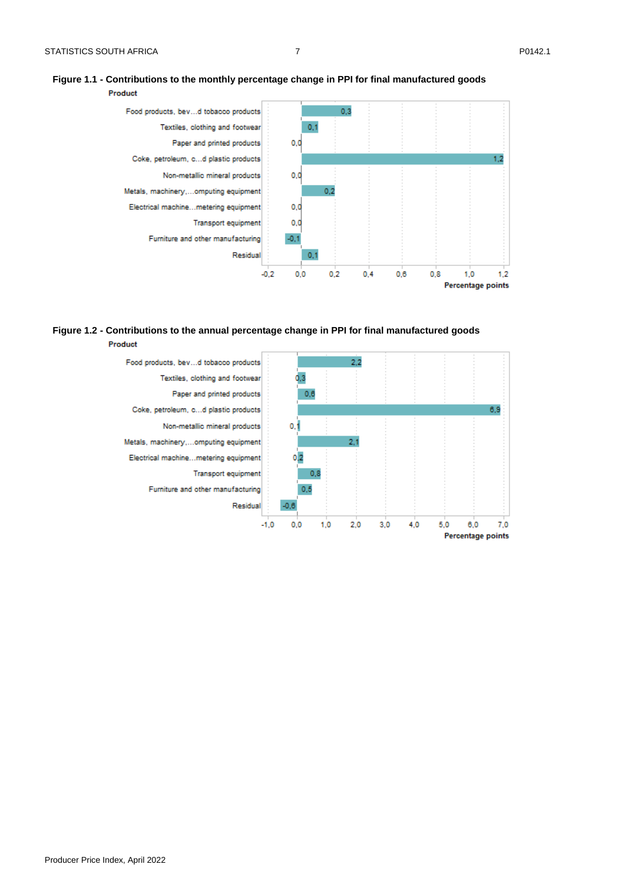**Figure 1.1 - Contributions to the monthly percentage change in PPI for final manufactured goods**

| Product | Percentage points |
|---|---|
| Food products, bev…d tobacco products | 0,3 |
| Textiles, clothing and footwear | 0,1 |
| Paper and printed products | 0,0 |
| Coke, petroleum, c…d plastic products | 1,2 |
| Non-metallic mineral products | 0,0 |
| Metals, machinery,…omputing equipment | 0,2 |
| Electrical machine…metering equipment | 0,0 |
| Transport equipment | 0,0 |
| Furniture and other manufacturing | -0,1 |
| Residual | 0,1 |

**Figure 1.2 - Contributions to the annual percentage change in PPI for final manufactured goods**

| Product | Percentage points |
|---|---|
| Food products, bev…d tobacco products | 2,2 |
| Textiles, clothing and footwear | 0,3 |
| Paper and printed products | 0,6 |
| Coke, petroleum, c…d plastic products | 6,9 |
| Non-metallic mineral products | 0,1 |
| Metals, machinery,…omputing equipment | 2,1 |
| Electrical machine…metering equipment | 0,2 |
| Transport equipment | 0,8 |
| Furniture and other manufacturing | 0,5 |
| Residual | -0,6 |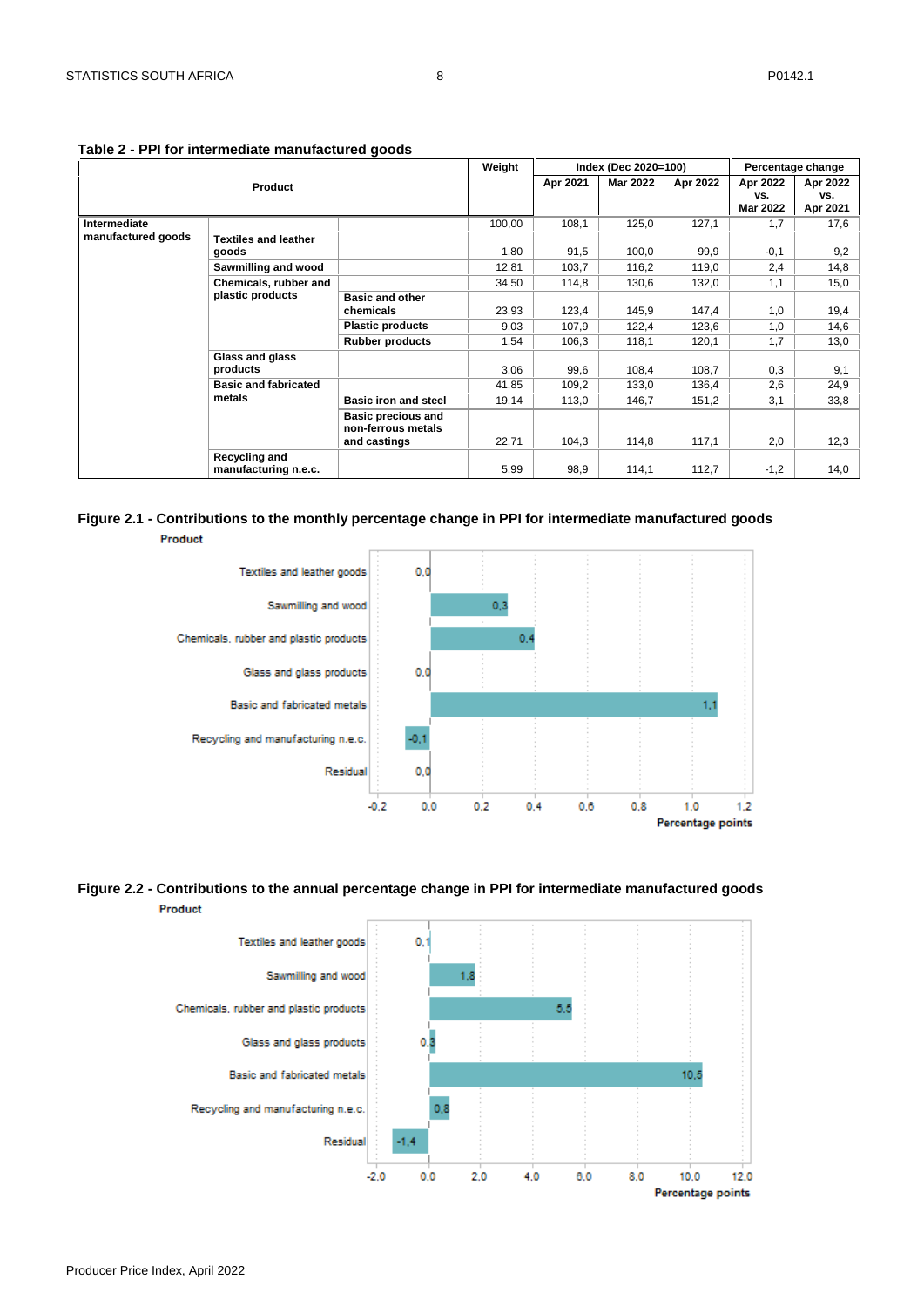**Table 2 - PPI for intermediate manufactured goods**

| Product | | | Weight | Index (Dec 2020=100) | | | Percentage change | |
|---|---|---|---|---|---|---|---|---|
| | | | | Apr 2021 | Mar 2022 | Apr 2022 | Apr 2022 vs. Mar 2022 | Apr 2022 vs. Apr 2021 |
| **Intermediate manufactured goods** | | | 100,00 | 108,1 | 125,0 | 127,1 | 1,7 | 17,6 |
| | **Textiles and leather goods** | | 1,80 | 91,5 | 100,0 | 99,9 | -0,1 | 9,2 |
| | **Sawmilling and wood** | | 12,81 | 103,7 | 116,2 | 119,0 | 2,4 | 14,8 |
| | **Chemicals, rubber and plastic products** | | 34,50 | 114,8 | 130,6 | 132,0 | 1,1 | 15,0 |
| | | **Basic and other chemicals** | 23,93 | 123,4 | 145,9 | 147,4 | 1,0 | 19,4 |
| | | **Plastic products** | 9,03 | 107,9 | 122,4 | 123,6 | 1,0 | 14,6 |
| | | **Rubber products** | 1,54 | 106,3 | 118,1 | 120,1 | 1,7 | 13,0 |
| | **Glass and glass products** | | 3,06 | 99,6 | 108,4 | 108,7 | 0,3 | 9,1 |
| | **Basic and fabricated metals** | | 41,85 | 109,2 | 133,0 | 136,4 | 2,6 | 24,9 |
| | | **Basic iron and steel** | 19,14 | 113,0 | 146,7 | 151,2 | 3,1 | 33,8 |
| | | **Basic precious and non-ferrous metals and castings** | 22,71 | 104,3 | 114,8 | 117,1 | 2,0 | 12,3 |
| | **Recycling and manufacturing n.e.c.** | | 5,99 | 98,9 | 114,1 | 112,7 | -1,2 | 14,0 |

**Figure 2.1 - Contributions to the monthly percentage change in PPI for intermediate manufactured goods**

| Product | Percentage points |
|---|---|
| Textiles and leather goods | 0,0 |
| Sawmilling and wood | 0,3 |
| Chemicals, rubber and plastic products | 0,4 |
| Glass and glass products | 0,0 |
| Basic and fabricated metals | 1,1 |
| Recycling and manufacturing n.e.c. | -0,1 |
| Residual | 0,0 |

**Figure 2.2 - Contributions to the annual percentage change in PPI for intermediate manufactured goods**

| Product | Percentage points |
|---|---|
| Textiles and leather goods | 0,1 |
| Sawmilling and wood | 1,8 |
| Chemicals, rubber and plastic products | 5,5 |
| Glass and glass products | 0,3 |
| Basic and fabricated metals | 10,5 |
| Recycling and manufacturing n.e.c. | 0,8 |
| Residual | -1,4 |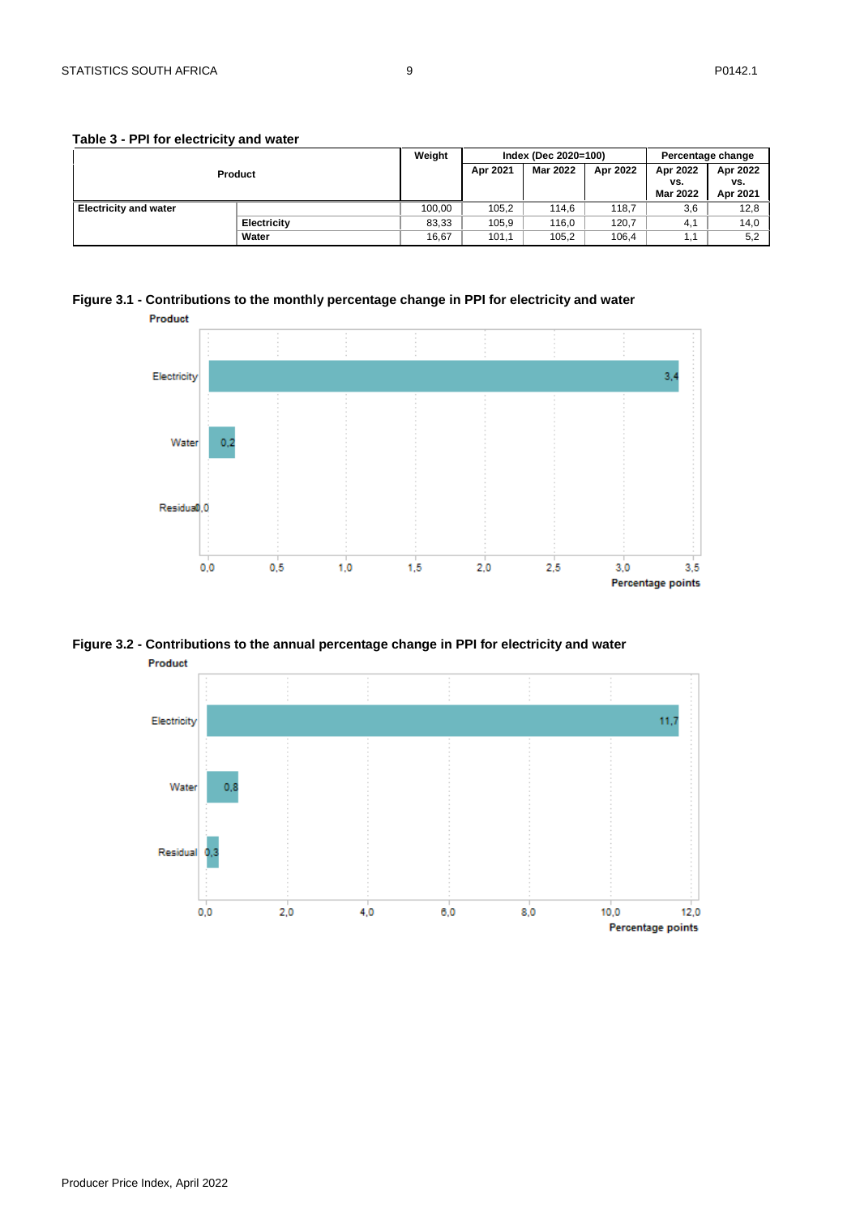**Table 3 - PPI for electricity and water**

| Product | | Weight | Index (Dec 2020=100) | | | Percentage change | |
|---|---|---|---|---|---|---|---|
| | | | Apr 2021 | Mar 2022 | Apr 2022 | Apr 2022 vs. Mar 2022 | Apr 2022 vs. Apr 2021 |
| Electricity and water | | 100,00 | 105,2 | 114,6 | 118,7 | 3,6 | 12,8 |
| | Electricity | 83,33 | 105,9 | 116,0 | 120,7 | 4,1 | 14,0 |
| | Water | 16,67 | 101,1 | 105,2 | 106,4 | 1,1 | 5,2 |

**Figure 3.1 - Contributions to the monthly percentage change in PPI for electricity and water**

| Product | Percentage points |
|---|---|
| Electricity | 3,4 |
| Water | 0,2 |
| Residual | 0,0 |

**Figure 3.2 - Contributions to the annual percentage change in PPI for electricity and water**

| Product | Percentage points |
|---|---|
| Electricity | 11,7 |
| Water | 0,8 |
| Residual | 0,3 |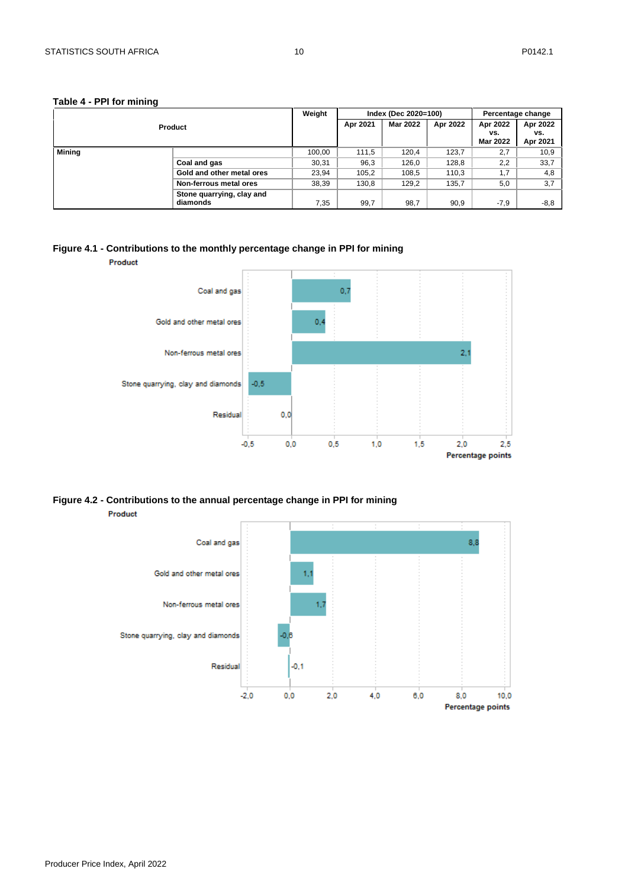### Table 4 - PPI for mining

| Product | | Weight | Index (Dec 2020=100) | | | Percentage change | |
|---|---|---|---|---|---|---|---|
| | | | Apr 2021 | Mar 2022 | Apr 2022 | Apr 2022 vs. Mar 2022 | Apr 2022 vs. Apr 2021 |
| **Mining** | | 100,00 | 111,5 | 120,4 | 123,7 | 2,7 | 10,9 |
| | **Coal and gas** | 30,31 | 96,3 | 126,0 | 128,8 | 2,2 | 33,7 |
| | **Gold and other metal ores** | 23,94 | 105,2 | 108,5 | 110,3 | 1,7 | 4,8 |
| | **Non-ferrous metal ores** | 38,39 | 130,8 | 129,2 | 135,7 | 5,0 | 3,7 |
| | **Stone quarrying, clay and diamonds** | 7,35 | 99,7 | 98,7 | 90,9 | -7,9 | -8,8 |

### Figure 4.1 - Contributions to the monthly percentage change in PPI for mining

| Product | Percentage points |
|---|---|
| Coal and gas | 0,7 |
| Gold and other metal ores | 0,4 |
| Non-ferrous metal ores | 2,1 |
| Stone quarrying, clay and diamonds | -0,5 |
| Residual | 0,0 |

### Figure 4.2 - Contributions to the annual percentage change in PPI for mining

| Product | Percentage points |
|---|---|
| Coal and gas | 8,8 |
| Gold and other metal ores | 1,1 |
| Non-ferrous metal ores | 1,7 |
| Stone quarrying, clay and diamonds | -0,6 |
| Residual | -0,1 |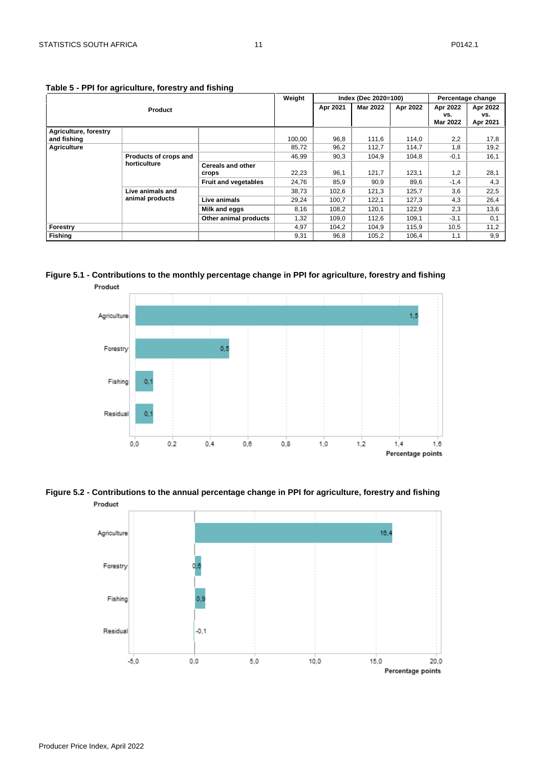**Table 5 - PPI for agriculture, forestry and fishing**

| Product | | | Weight | Index (Dec 2020=100) | | | Percentage change | |
|---|---|---|---|---|---|---|---|---|
| | | | | Apr 2021 | Mar 2022 | Apr 2022 | Apr 2022 vs. Mar 2022 | Apr 2022 vs. Apr 2021 |
| **Agriculture, forestry and fishing** | | | 100,00 | 96,8 | 111,6 | 114,0 | 2,2 | 17,8 |
| **Agriculture** | | | 85,72 | 96,2 | 112,7 | 114,7 | 1,8 | 19,2 |
| | **Products of crops and horticulture** | | 46,99 | 90,3 | 104,9 | 104,8 | -0,1 | 16,1 |
| | | **Cereals and other crops** | 22,23 | 96,1 | 121,7 | 123,1 | 1,2 | 28,1 |
| | | **Fruit and vegetables** | 24,76 | 85,9 | 90,9 | 89,6 | -1,4 | 4,3 |
| | **Live animals and animal products** | | 38,73 | 102,6 | 121,3 | 125,7 | 3,6 | 22,5 |
| | | **Live animals** | 29,24 | 100,7 | 122,1 | 127,3 | 4,3 | 26,4 |
| | | **Milk and eggs** | 8,16 | 108,2 | 120,1 | 122,9 | 2,3 | 13,6 |
| | | **Other animal products** | 1,32 | 109,0 | 112,6 | 109,1 | -3,1 | 0,1 |
| **Forestry** | | | 4,97 | 104,2 | 104,9 | 115,9 | 10,5 | 11,2 |
| **Fishing** | | | 9,31 | 96,8 | 105,2 | 106,4 | 1,1 | 9,9 |

**Figure 5.1 - Contributions to the monthly percentage change in PPI for agriculture, forestry and fishing**

| Product | Percentage points |
|---|---|
| Agriculture | 1,5 |
| Forestry | 0,5 |
| Fishing | 0,1 |
| Residual | 0,1 |

**Figure 5.2 - Contributions to the annual percentage change in PPI for agriculture, forestry and fishing**

| Product | Percentage points |
|---|---|
| Agriculture | 16,4 |
| Forestry | 0,6 |
| Fishing | 0,9 |
| Residual | -0,1 |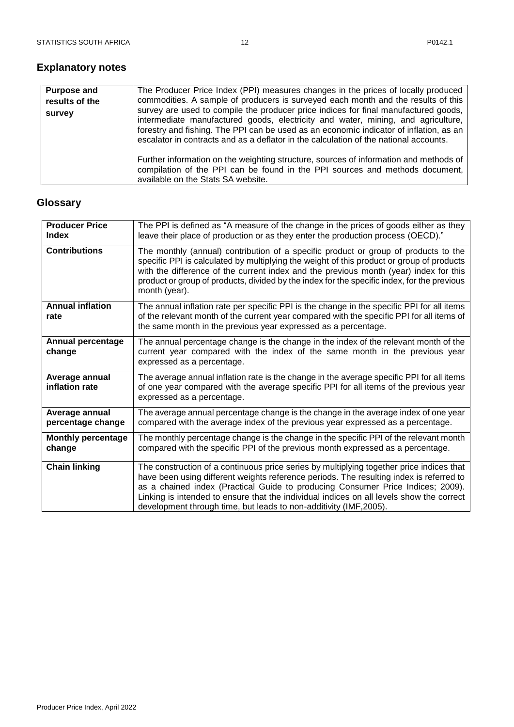## Explanatory notes

| | |
|---|---|
| **Purpose and results of the survey** | The Producer Price Index (PPI) measures changes in the prices of locally produced commodities. A sample of producers is surveyed each month and the results of this survey are used to compile the producer price indices for final manufactured goods, intermediate manufactured goods, electricity and water, mining, and agriculture, forestry and fishing. The PPI can be used as an economic indicator of inflation, as an escalator in contracts and as a deflator in the calculation of the national accounts.<br><br>Further information on the weighting structure, sources of information and methods of compilation of the PPI can be found in the PPI sources and methods document, available on the Stats SA website. |

## Glossary

| | |
|---|---|
| **Producer Price Index** | The PPI is defined as "A measure of the change in the prices of goods either as they leave their place of production or as they enter the production process (OECD)." |
| **Contributions** | The monthly (annual) contribution of a specific product or group of products to the specific PPI is calculated by multiplying the weight of this product or group of products with the difference of the current index and the previous month (year) index for this product or group of products, divided by the index for the specific index, for the previous month (year). |
| **Annual inflation rate** | The annual inflation rate per specific PPI is the change in the specific PPI for all items of the relevant month of the current year compared with the specific PPI for all items of the same month in the previous year expressed as a percentage. |
| **Annual percentage change** | The annual percentage change is the change in the index of the relevant month of the current year compared with the index of the same month in the previous year expressed as a percentage. |
| **Average annual inflation rate** | The average annual inflation rate is the change in the average specific PPI for all items of one year compared with the average specific PPI for all items of the previous year expressed as a percentage. |
| **Average annual percentage change** | The average annual percentage change is the change in the average index of one year compared with the average index of the previous year expressed as a percentage. |
| **Monthly percentage change** | The monthly percentage change is the change in the specific PPI of the relevant month compared with the specific PPI of the previous month expressed as a percentage. |
| **Chain linking** | The construction of a continuous price series by multiplying together price indices that have been using different weights reference periods. The resulting index is referred to as a chained index (Practical Guide to producing Consumer Price Indices; 2009). Linking is intended to ensure that the individual indices on all levels show the correct development through time, but leads to non-additivity (IMF,2005). |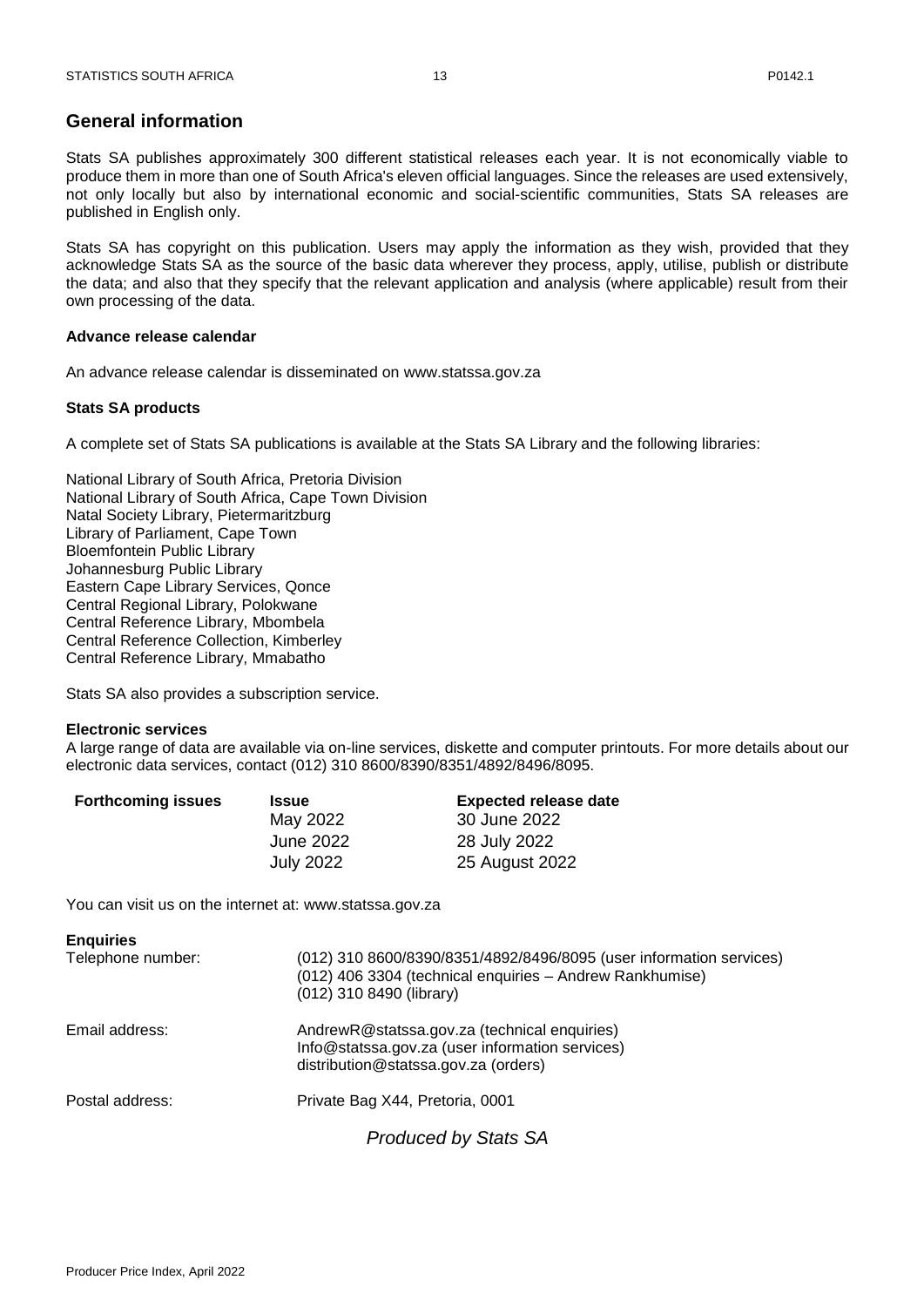## General information

Stats SA publishes approximately 300 different statistical releases each year. It is not economically viable to produce them in more than one of South Africa's eleven official languages. Since the releases are used extensively, not only locally but also by international economic and social-scientific communities, Stats SA releases are published in English only.

Stats SA has copyright on this publication. Users may apply the information as they wish, provided that they acknowledge Stats SA as the source of the basic data wherever they process, apply, utilise, publish or distribute the data; and also that they specify that the relevant application and analysis (where applicable) result from their own processing of the data.

**Advance release calendar**

An advance release calendar is disseminated on www.statssa.gov.za

**Stats SA products**

A complete set of Stats SA publications is available at the Stats SA Library and the following libraries:

National Library of South Africa, Pretoria Division
National Library of South Africa, Cape Town Division
Natal Society Library, Pietermaritzburg
Library of Parliament, Cape Town
Bloemfontein Public Library
Johannesburg Public Library
Eastern Cape Library Services, Qonce
Central Regional Library, Polokwane
Central Reference Library, Mbombela
Central Reference Collection, Kimberley
Central Reference Library, Mmabatho

Stats SA also provides a subscription service.

**Electronic services**

A large range of data are available via on-line services, diskette and computer printouts. For more details about our electronic data services, contact (012) 310 8600/8390/8351/4892/8496/8095.

| **Forthcoming issues** | **Issue** | **Expected release date** |
|---|---|---|
| | May 2022 | 30 June 2022 |
| | June 2022 | 28 July 2022 |
| | July 2022 | 25 August 2022 |

You can visit us on the internet at: www.statssa.gov.za

**Enquiries**

| | |
|---|---|
| Telephone number: | (012) 310 8600/8390/8351/4892/8496/8095 (user information services)<br>(012) 406 3304 (technical enquiries – Andrew Rankhumise)<br>(012) 310 8490 (library) |
| Email address: | AndrewR@statssa.gov.za (technical enquiries)<br>Info@statssa.gov.za (user information services)<br>distribution@statssa.gov.za (orders) |
| Postal address: | Private Bag X44, Pretoria, 0001 |

*Produced by Stats SA*